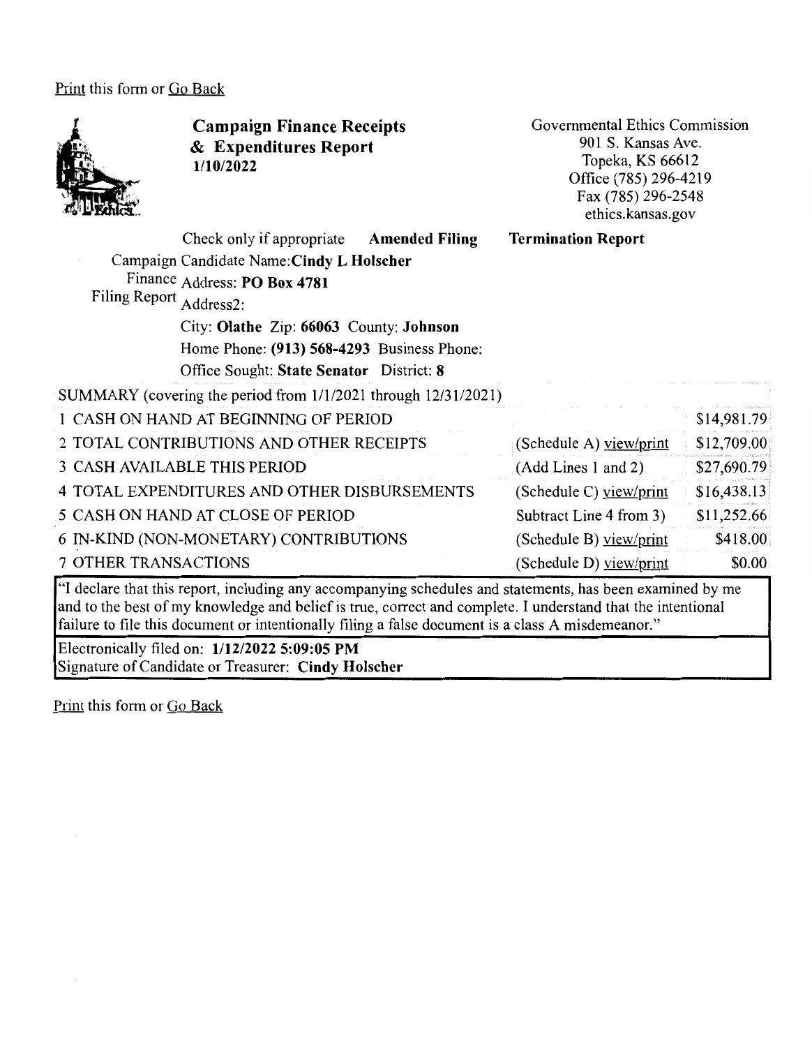Print this form or Go Back

**Campaign Finance Receipts & Expenditures Report**
**1/10/2022**

Governmental Ethics Commission
901 S. Kansas Ave.
Topeka, KS 66612
Office (785) 296-4219
Fax (785) 296-2548
ethics.kansas.gov

Check only if appropriate **Amended Filing** **Termination Report**

Campaign Finance Filing Report

Candidate Name: **Cindy L Holscher**
Address: **PO Box 4781**
Address2:
City: **Olathe** Zip: **66063** County: **Johnson**
Home Phone: **(913) 568-4293** Business Phone:
Office Sought: **State Senator** District: **8**

| SUMMARY (covering the period from 1/1/2021 through 12/31/2021) | | |
|---|---|---|
| 1 CASH ON HAND AT BEGINNING OF PERIOD | | $14,981.79 |
| 2 TOTAL CONTRIBUTIONS AND OTHER RECEIPTS | (Schedule A) view/print | $12,709.00 |
| 3 CASH AVAILABLE THIS PERIOD | (Add Lines 1 and 2) | $27,690.79 |
| 4 TOTAL EXPENDITURES AND OTHER DISBURSEMENTS | (Schedule C) view/print | $16,438.13 |
| 5 CASH ON HAND AT CLOSE OF PERIOD | Subtract Line 4 from 3) | $11,252.66 |
| 6 IN-KIND (NON-MONETARY) CONTRIBUTIONS | (Schedule B) view/print | $418.00 |
| 7 OTHER TRANSACTIONS | (Schedule D) view/print | $0.00 |

"I declare that this report, including any accompanying schedules and statements, has been examined by me and to the best of my knowledge and belief is true, correct and complete. I understand that the intentional failure to file this document or intentionally filing a false document is a class A misdemeanor."

Electronically filed on: **1/12/2022 5:09:05 PM**
Signature of Candidate or Treasurer: **Cindy Holscher**

Print this form or Go Back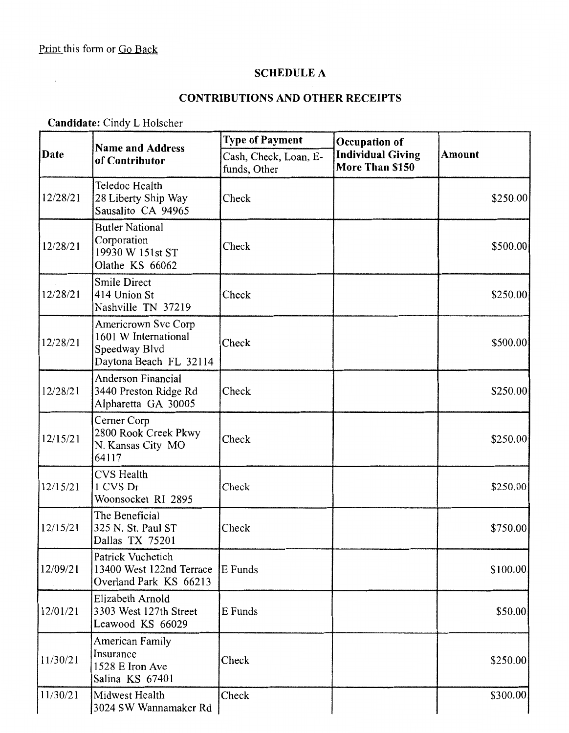Print this form or Go Back

## SCHEDULE A

## CONTRIBUTIONS AND OTHER RECEIPTS

**Candidate:** Cindy L Holscher

| Date | Name and Address of Contributor | Type of Payment<br>Cash, Check, Loan, E-funds, Other | Occupation of Individual Giving More Than $150 | Amount |
|---|---|---|---|---|
| 12/28/21 | Teledoc Health<br>28 Liberty Ship Way<br>Sausalito CA 94965 | Check | | $250.00 |
| 12/28/21 | Butler National Corporation<br>19930 W 151st ST<br>Olathe KS 66062 | Check | | $500.00 |
| 12/28/21 | Smile Direct<br>414 Union St<br>Nashville TN 37219 | Check | | $250.00 |
| 12/28/21 | Americrown Svc Corp<br>1601 W International Speedway Blvd<br>Daytona Beach FL 32114 | Check | | $500.00 |
| 12/28/21 | Anderson Financial<br>3440 Preston Ridge Rd<br>Alpharetta GA 30005 | Check | | $250.00 |
| 12/15/21 | Cerner Corp<br>2800 Rook Creek Pkwy<br>N. Kansas City MO 64117 | Check | | $250.00 |
| 12/15/21 | CVS Health<br>1 CVS Dr<br>Woonsocket RI 2895 | Check | | $250.00 |
| 12/15/21 | The Beneficial<br>325 N. St. Paul ST<br>Dallas TX 75201 | Check | | $750.00 |
| 12/09/21 | Patrick Vuchetich<br>13400 West 122nd Terrace<br>Overland Park KS 66213 | E Funds | | $100.00 |
| 12/01/21 | Elizabeth Arnold<br>3303 West 127th Street<br>Leawood KS 66029 | E Funds | | $50.00 |
| 11/30/21 | American Family Insurance<br>1528 E Iron Ave<br>Salina KS 67401 | Check | | $250.00 |
| 11/30/21 | Midwest Health<br>3024 SW Wannamaker Rd | Check | | $300.00 |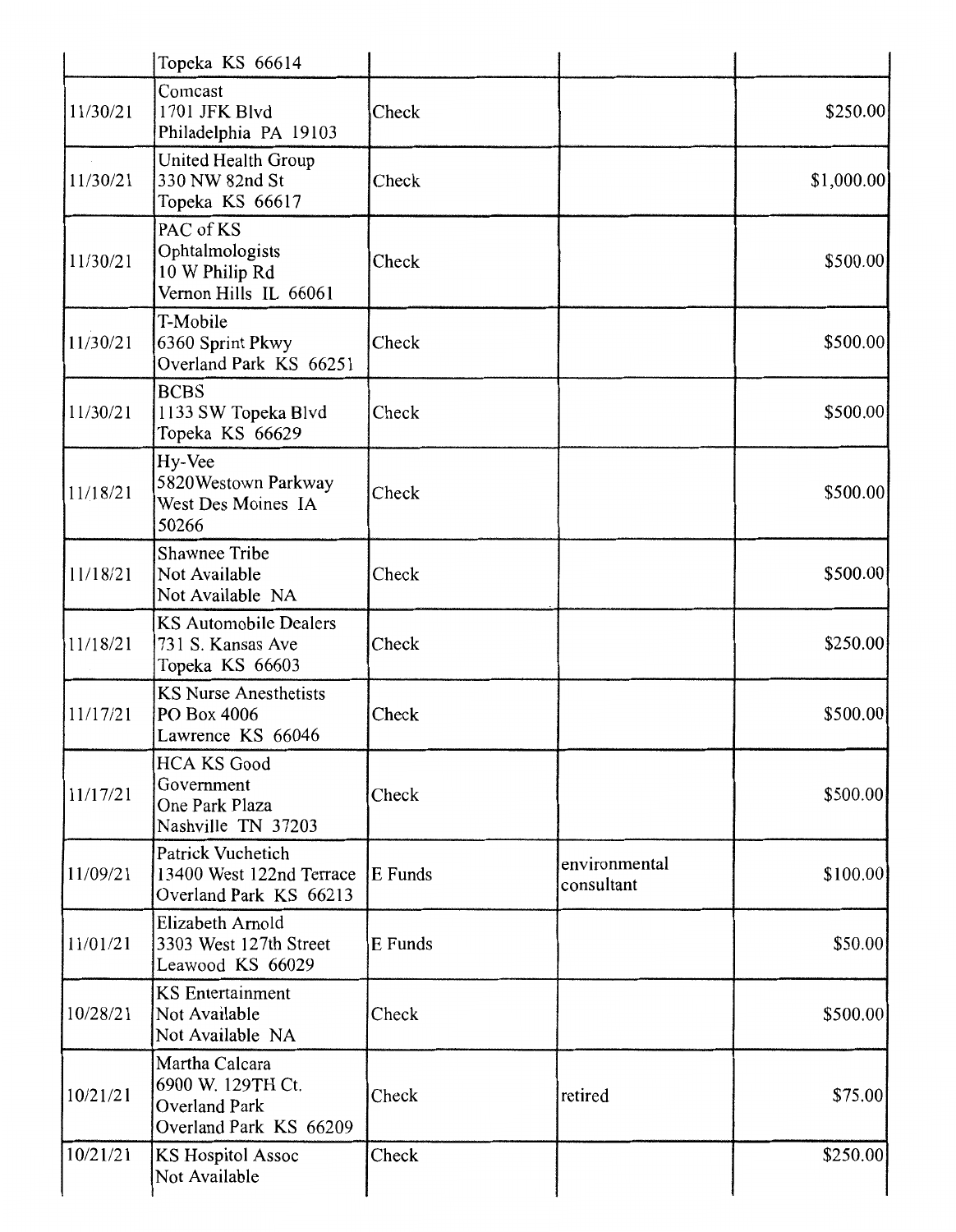|  |  |  |  |  |
|---|---|---|---|---|
|  | Topeka KS 66614 |  |  |  |
| 11/30/21 | Comcast<br>1701 JFK Blvd<br>Philadelphia PA 19103 | Check |  | $250.00 |
| 11/30/21 | United Health Group<br>330 NW 82nd St<br>Topeka KS 66617 | Check |  | $1,000.00 |
| 11/30/21 | PAC of KS Ophtalmologists<br>10 W Philip Rd<br>Vernon Hills IL 66061 | Check |  | $500.00 |
| 11/30/21 | T-Mobile<br>6360 Sprint Pkwy<br>Overland Park KS 66251 | Check |  | $500.00 |
| 11/30/21 | BCBS<br>1133 SW Topeka Blvd<br>Topeka KS 66629 | Check |  | $500.00 |
| 11/18/21 | Hy-Vee<br>5820Westown Parkway<br>West Des Moines IA 50266 | Check |  | $500.00 |
| 11/18/21 | Shawnee Tribe<br>Not Available<br>Not Available NA | Check |  | $500.00 |
| 11/18/21 | KS Automobile Dealers<br>731 S. Kansas Ave<br>Topeka KS 66603 | Check |  | $250.00 |
| 11/17/21 | KS Nurse Anesthetists<br>PO Box 4006<br>Lawrence KS 66046 | Check |  | $500.00 |
| 11/17/21 | HCA KS Good Government<br>One Park Plaza<br>Nashville TN 37203 | Check |  | $500.00 |
| 11/09/21 | Patrick Vuchetich<br>13400 West 122nd Terrace<br>Overland Park KS 66213 | E Funds | environmental consultant | $100.00 |
| 11/01/21 | Elizabeth Arnold<br>3303 West 127th Street<br>Leawood KS 66029 | E Funds |  | $50.00 |
| 10/28/21 | KS Entertainment<br>Not Available<br>Not Available NA | Check |  | $500.00 |
| 10/21/21 | Martha Calcara<br>6900 W. 129TH Ct.<br>Overland Park<br>Overland Park KS 66209 | Check | retired | $75.00 |
| 10/21/21 | KS Hospitol Assoc<br>Not Available | Check |  | $250.00 |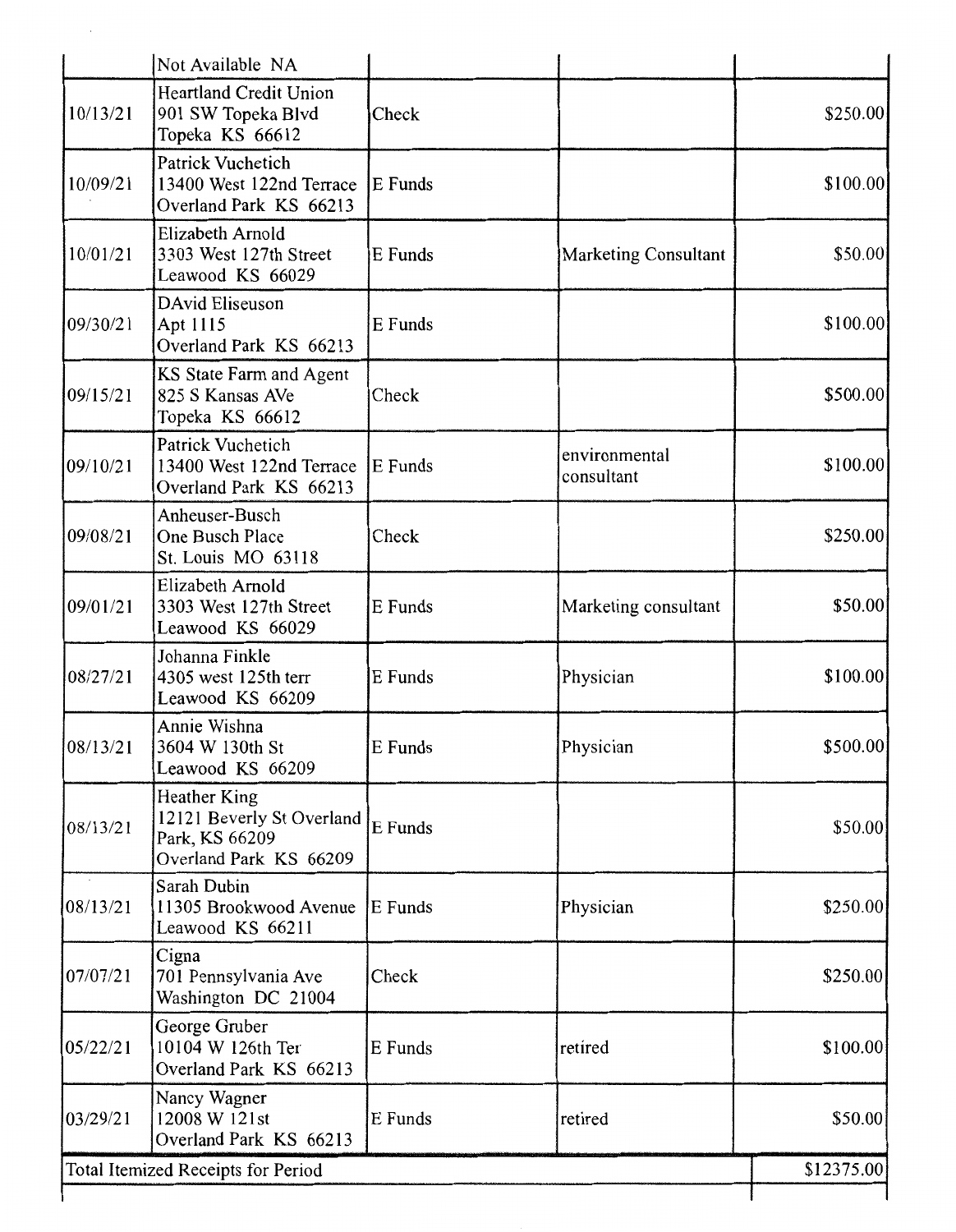| | | | | |
|---|---|---|---|---|
| | Not Available NA | | | |
| 10/13/21 | Heartland Credit Union<br>901 SW Topeka Blvd<br>Topeka KS 66612 | Check | | $250.00 |
| 10/09/21 | Patrick Vuchetich<br>13400 West 122nd Terrace<br>Overland Park KS 66213 | E Funds | | $100.00 |
| 10/01/21 | Elizabeth Arnold<br>3303 West 127th Street<br>Leawood KS 66029 | E Funds | Marketing Consultant | $50.00 |
| 09/30/21 | DAvid Eliseuson<br>Apt 1115<br>Overland Park KS 66213 | E Funds | | $100.00 |
| 09/15/21 | KS State Farm and Agent<br>825 S Kansas AVe<br>Topeka KS 66612 | Check | | $500.00 |
| 09/10/21 | Patrick Vuchetich<br>13400 West 122nd Terrace<br>Overland Park KS 66213 | E Funds | environmental consultant | $100.00 |
| 09/08/21 | Anheuser-Busch<br>One Busch Place<br>St. Louis MO 63118 | Check | | $250.00 |
| 09/01/21 | Elizabeth Arnold<br>3303 West 127th Street<br>Leawood KS 66029 | E Funds | Marketing consultant | $50.00 |
| 08/27/21 | Johanna Finkle<br>4305 west 125th terr<br>Leawood KS 66209 | E Funds | Physician | $100.00 |
| 08/13/21 | Annie Wishna<br>3604 W 130th St<br>Leawood KS 66209 | E Funds | Physician | $500.00 |
| 08/13/21 | Heather King<br>12121 Beverly St Overland Park, KS 66209<br>Overland Park KS 66209 | E Funds | | $50.00 |
| 08/13/21 | Sarah Dubin<br>11305 Brookwood Avenue<br>Leawood KS 66211 | E Funds | Physician | $250.00 |
| 07/07/21 | Cigna<br>701 Pennsylvania Ave<br>Washington DC 21004 | Check | | $250.00 |
| 05/22/21 | George Gruber<br>10104 W 126th Ter<br>Overland Park KS 66213 | E Funds | retired | $100.00 |
| 03/29/21 | Nancy Wagner<br>12008 W 121st<br>Overland Park KS 66213 | E Funds | retired | $50.00 |
| Total Itemized Receipts for Period | | | | $12375.00 |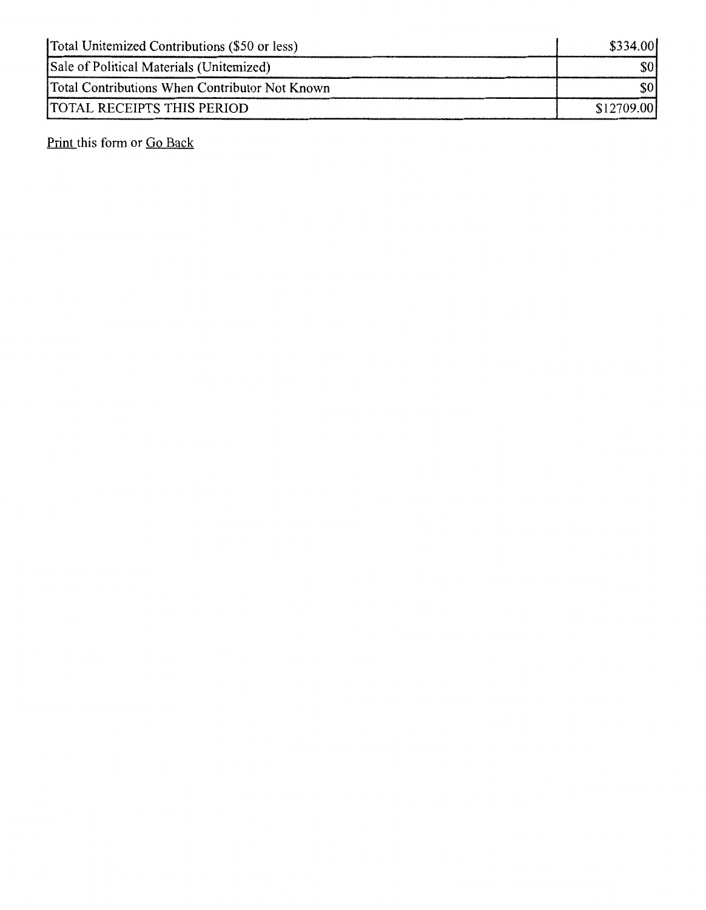| Total Unitemized Contributions ($50 or less) | $334.00 |
| --- | --- |
| Sale of Political Materials (Unitemized) | $0 |
| Total Contributions When Contributor Not Known | $0 |
| TOTAL RECEIPTS THIS PERIOD | $12709.00 |

Print this form or Go Back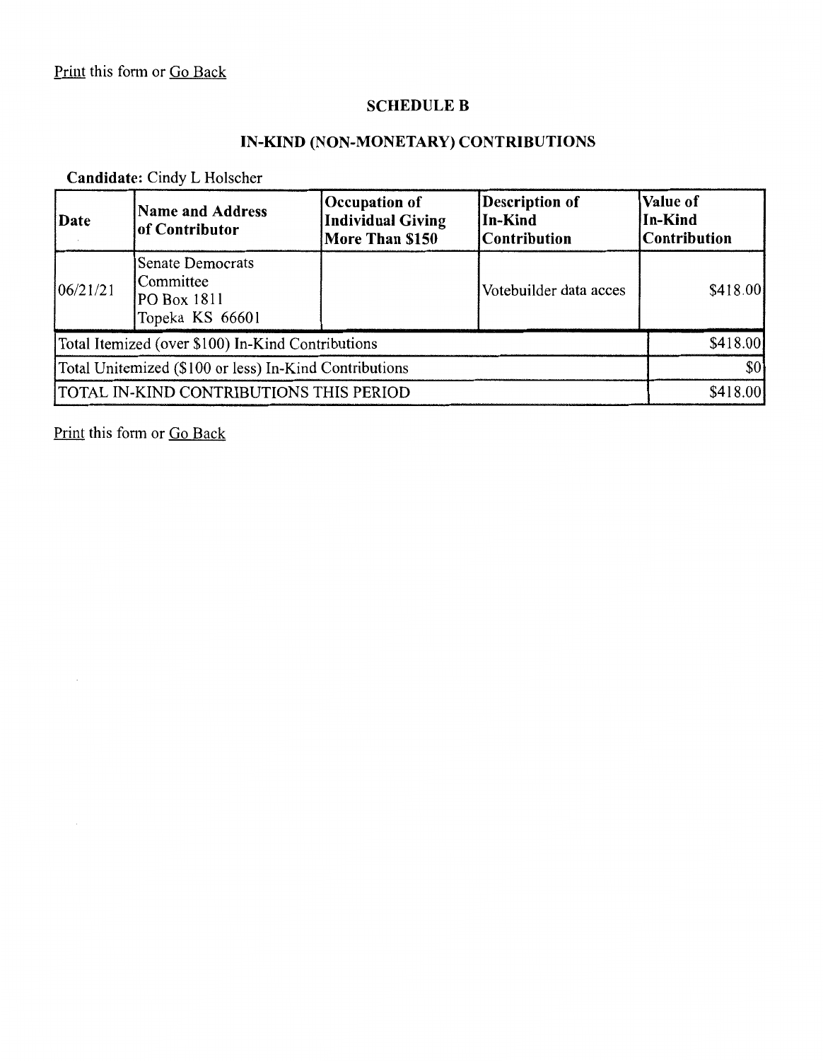Print this form or Go Back

## SCHEDULE B

## IN-KIND (NON-MONETARY) CONTRIBUTIONS

**Candidate:** Cindy L Holscher

| Date | Name and Address of Contributor | Occupation of Individual Giving More Than $150 | Description of In-Kind Contribution | Value of In-Kind Contribution |
|---|---|---|---|---|
| 06/21/21 | Senate Democrats Committee PO Box 1811 Topeka KS 66601 | | Votebuilder data acces | $418.00 |
| Total Itemized (over $100) In-Kind Contributions | | | | $418.00 |
| Total Unitemized ($100 or less) In-Kind Contributions | | | | $0 |
| TOTAL IN-KIND CONTRIBUTIONS THIS PERIOD | | | | $418.00 |

Print this form or Go Back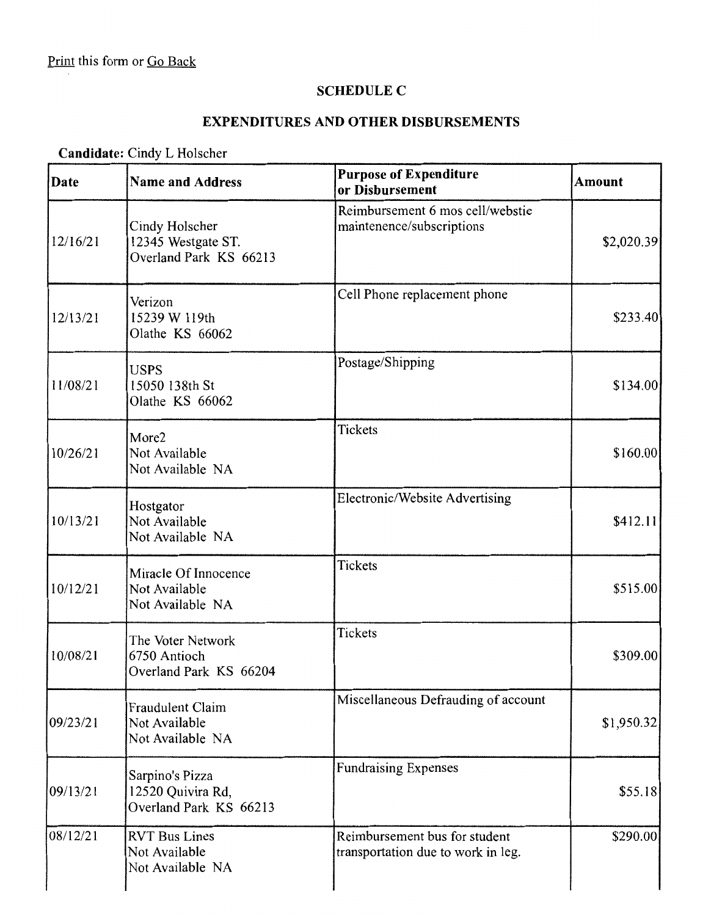Print this form or Go Back

## SCHEDULE C

## EXPENDITURES AND OTHER DISBURSEMENTS

**Candidate:** Cindy L Holscher

| Date | Name and Address | Purpose of Expenditure or Disbursement | Amount |
|---|---|---|---|
| 12/16/21 | Cindy Holscher<br>12345 Westgate ST.<br>Overland Park KS 66213 | Reimbursement 6 mos cell/webstie maintenence/subscriptions | $2,020.39 |
| 12/13/21 | Verizon<br>15239 W 119th<br>Olathe KS 66062 | Cell Phone replacement phone | $233.40 |
| 11/08/21 | USPS<br>15050 138th St<br>Olathe KS 66062 | Postage/Shipping | $134.00 |
| 10/26/21 | More2<br>Not Available<br>Not Available NA | Tickets | $160.00 |
| 10/13/21 | Hostgator<br>Not Available<br>Not Available NA | Electronic/Website Advertising | $412.11 |
| 10/12/21 | Miracle Of Innocence<br>Not Available<br>Not Available NA | Tickets | $515.00 |
| 10/08/21 | The Voter Network<br>6750 Antioch<br>Overland Park KS 66204 | Tickets | $309.00 |
| 09/23/21 | Fraudulent Claim<br>Not Available<br>Not Available NA | Miscellaneous Defrauding of account | $1,950.32 |
| 09/13/21 | Sarpino's Pizza<br>12520 Quivira Rd,<br>Overland Park KS 66213 | Fundraising Expenses | $55.18 |
| 08/12/21 | RVT Bus Lines<br>Not Available<br>Not Available NA | Reimbursement bus for student transportation due to work in leg. | $290.00 |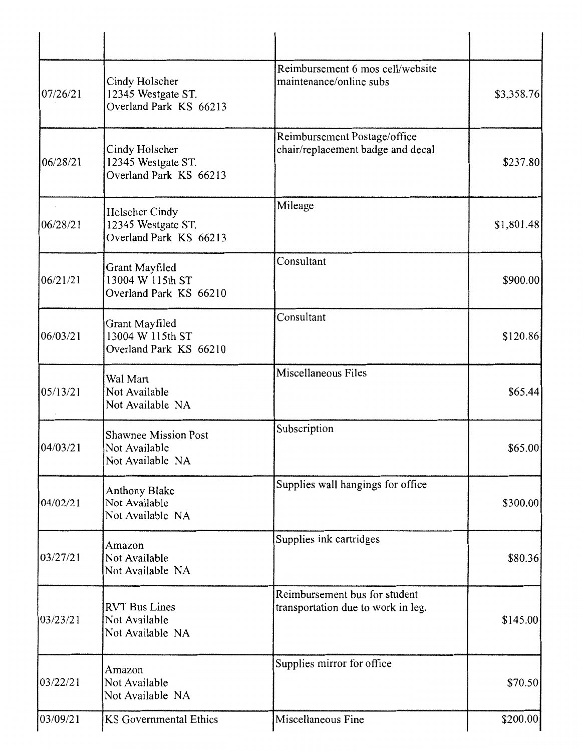| | | | |
|---|---|---|---|
| 07/26/21 | Cindy Holscher<br>12345 Westgate ST.<br>Overland Park KS 66213 | Reimbursement 6 mos cell/website maintenance/online subs | $3,358.76 |
| 06/28/21 | Cindy Holscher<br>12345 Westgate ST.<br>Overland Park KS 66213 | Reimbursement Postage/office chair/replacement badge and decal | $237.80 |
| 06/28/21 | Holscher Cindy<br>12345 Westgate ST.<br>Overland Park KS 66213 | Mileage | $1,801.48 |
| 06/21/21 | Grant Mayfiled<br>13004 W 115th ST<br>Overland Park KS 66210 | Consultant | $900.00 |
| 06/03/21 | Grant Mayfiled<br>13004 W 115th ST<br>Overland Park KS 66210 | Consultant | $120.86 |
| 05/13/21 | Wal Mart<br>Not Available<br>Not Available NA | Miscellaneous Files | $65.44 |
| 04/03/21 | Shawnee Mission Post<br>Not Available<br>Not Available NA | Subscription | $65.00 |
| 04/02/21 | Anthony Blake<br>Not Available<br>Not Available NA | Supplies wall hangings for office | $300.00 |
| 03/27/21 | Amazon<br>Not Available<br>Not Available NA | Supplies ink cartridges | $80.36 |
| 03/23/21 | RVT Bus Lines<br>Not Available<br>Not Available NA | Reimbursement bus for student transportation due to work in leg. | $145.00 |
| 03/22/21 | Amazon<br>Not Available<br>Not Available NA | Supplies mirror for office | $70.50 |
| 03/09/21 | KS Governmental Ethics | Miscellaneous Fine | $200.00 |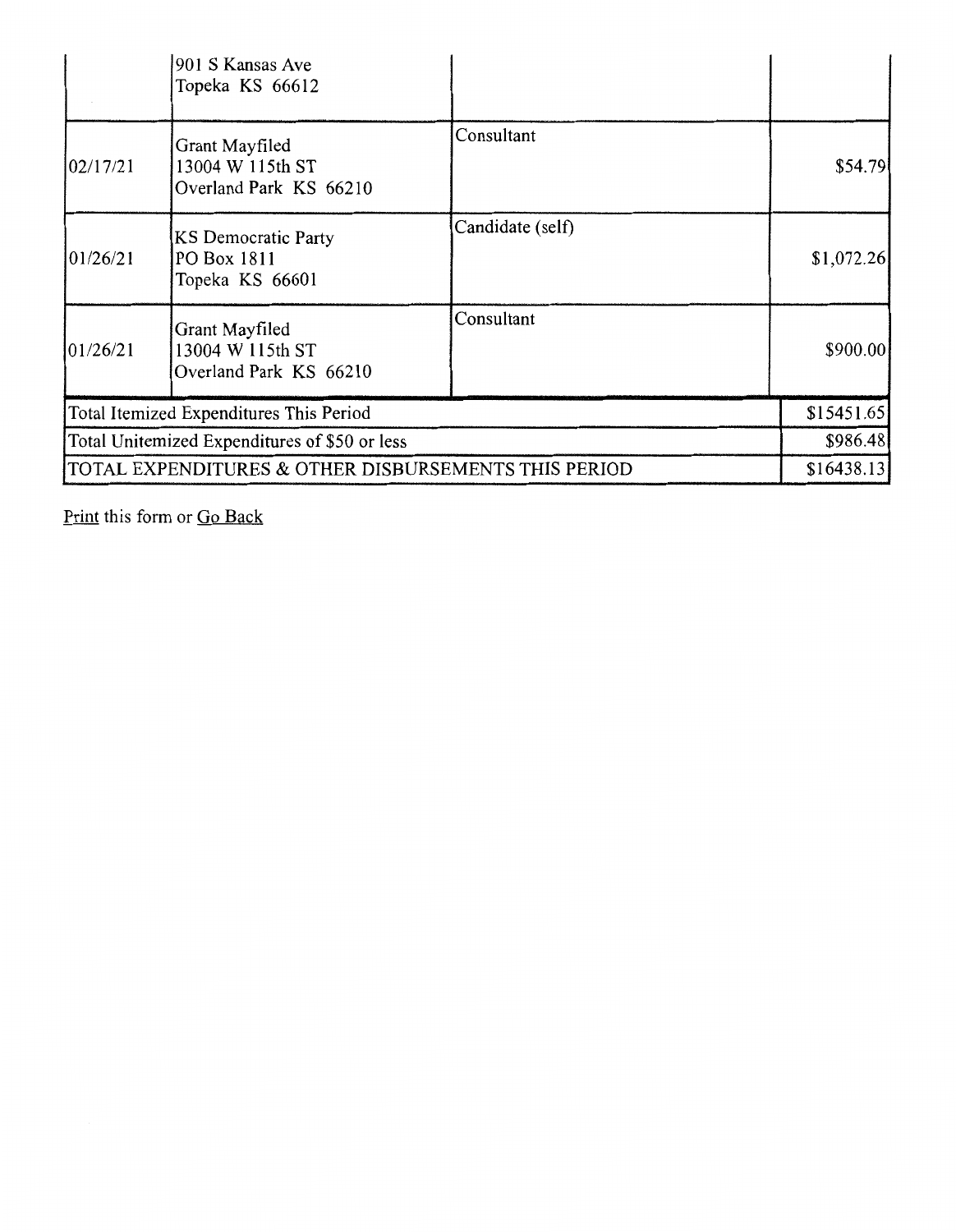| | | | |
|---|---|---|---|
| | 901 S Kansas Ave<br>Topeka KS 66612 | | |
| 02/17/21 | Grant Mayfiled<br>13004 W 115th ST<br>Overland Park KS 66210 | Consultant | $54.79 |
| 01/26/21 | KS Democratic Party<br>PO Box 1811<br>Topeka KS 66601 | Candidate (self) | $1,072.26 |
| 01/26/21 | Grant Mayfiled<br>13004 W 115th ST<br>Overland Park KS 66210 | Consultant | $900.00 |
| Total Itemized Expenditures This Period | | | $15451.65 |
| Total Unitemized Expenditures of $50 or less | | | $986.48 |
| TOTAL EXPENDITURES & OTHER DISBURSEMENTS THIS PERIOD | | | $16438.13 |

Print this form or Go Back